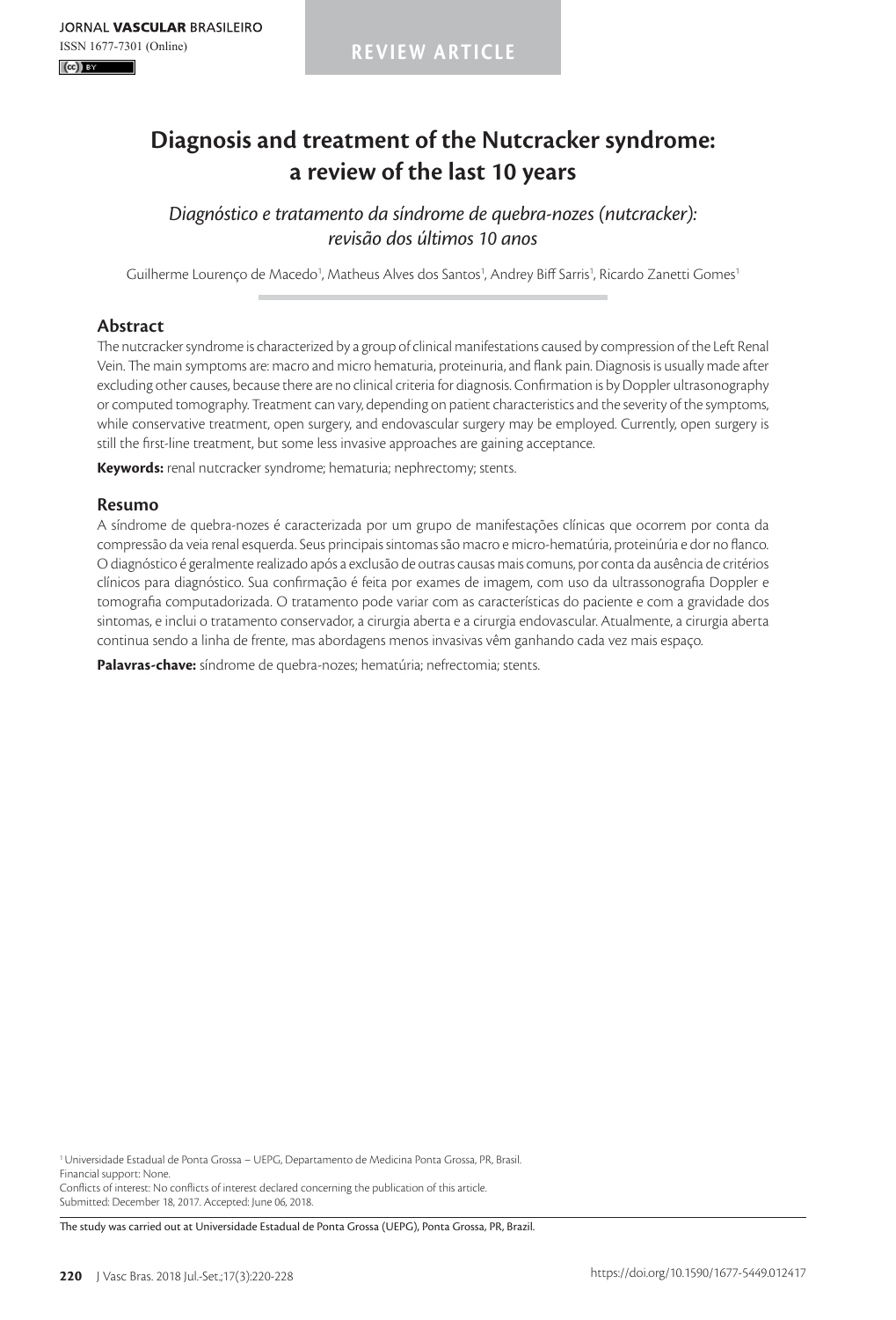REVIEW ARTICLE

# Diagnosis and treatment of the Nutcracker syndrome: a review of the last 10 years

*Diagnóstico e tratamento da síndrome de quebra-nozes (nutcracker): revisão dos últimos 10 anos*

Guilherme Lourenço de Macedo[1], Matheus Alves dos Santos[1], Andrey Biff Sarris[1], Ricardo Zanetti Gomes[1]

## Abstract

The nutcracker syndrome is characterized by a group of clinical manifestations caused by compression of the Left Renal Vein. The main symptoms are: macro and micro hematuria, proteinuria, and flank pain. Diagnosis is usually made after excluding other causes, because there are no clinical criteria for diagnosis. Confirmation is by Doppler ultrasonography or computed tomography. Treatment can vary, depending on patient characteristics and the severity of the symptoms, while conservative treatment, open surgery, and endovascular surgery may be employed. Currently, open surgery is still the first-line treatment, but some less invasive approaches are gaining acceptance.

**Keywords:** renal nutcracker syndrome; hematuria; nephrectomy; stents.

## Resumo

A síndrome de quebra-nozes é caracterizada por um grupo de manifestações clínicas que ocorrem por conta da compressão da veia renal esquerda. Seus principais sintomas são macro e micro-hematúria, proteinúria e dor no flanco. O diagnóstico é geralmente realizado após a exclusão de outras causas mais comuns, por conta da ausência de critérios clínicos para diagnóstico. Sua confirmação é feita por exames de imagem, com uso da ultrassonografia Doppler e tomografia computadorizada. O tratamento pode variar com as características do paciente e com a gravidade dos sintomas, e inclui o tratamento conservador, a cirurgia aberta e a cirurgia endovascular. Atualmente, a cirurgia aberta continua sendo a linha de frente, mas abordagens menos invasivas vêm ganhando cada vez mais espaço.

**Palavras-chave:** síndrome de quebra-nozes; hematúria; nefrectomia; stents.

[1] Universidade Estadual de Ponta Grossa – UEPG, Departamento de Medicina Ponta Grossa, PR, Brasil.
Financial support: None.
Conflicts of interest: No conflicts of interest declared concerning the publication of this article.
Submitted: December 18, 2017. Accepted: June 06, 2018.

The study was carried out at Universidade Estadual de Ponta Grossa (UEPG), Ponta Grossa, PR, Brazil.

https://doi.org/10.1590/1677-5449.012417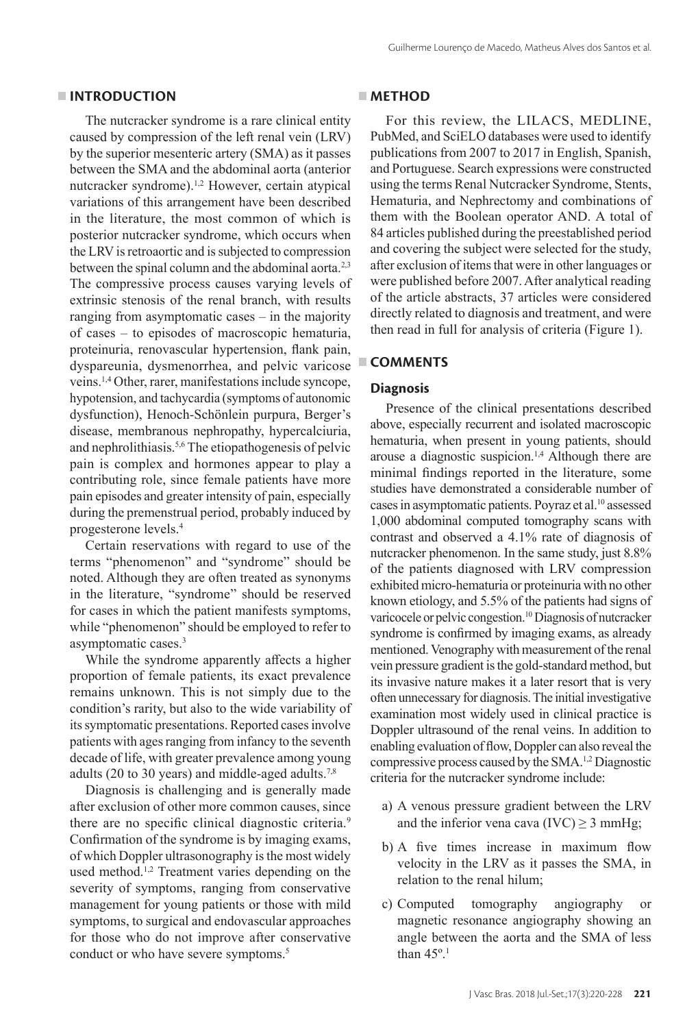## INTRODUCTION

The nutcracker syndrome is a rare clinical entity caused by compression of the left renal vein (LRV) by the superior mesenteric artery (SMA) as it passes between the SMA and the abdominal aorta (anterior nutcracker syndrome).[1,2] However, certain atypical variations of this arrangement have been described in the literature, the most common of which is posterior nutcracker syndrome, which occurs when the LRV is retroaortic and is subjected to compression between the spinal column and the abdominal aorta.[2,3] The compressive process causes varying levels of extrinsic stenosis of the renal branch, with results ranging from asymptomatic cases – in the majority of cases – to episodes of macroscopic hematuria, proteinuria, renovascular hypertension, flank pain, dyspareunia, dysmenorrhea, and pelvic varicose veins.[1,4] Other, rarer, manifestations include syncope, hypotension, and tachycardia (symptoms of autonomic dysfunction), Henoch-Schönlein purpura, Berger's disease, membranous nephropathy, hypercalciuria, and nephrolithiasis.[5,6] The etiopathogenesis of pelvic pain is complex and hormones appear to play a contributing role, since female patients have more pain episodes and greater intensity of pain, especially during the premenstrual period, probably induced by progesterone levels.[4]

Certain reservations with regard to use of the terms "phenomenon" and "syndrome" should be noted. Although they are often treated as synonyms in the literature, "syndrome" should be reserved for cases in which the patient manifests symptoms, while "phenomenon" should be employed to refer to asymptomatic cases.[3]

While the syndrome apparently affects a higher proportion of female patients, its exact prevalence remains unknown. This is not simply due to the condition's rarity, but also to the wide variability of its symptomatic presentations. Reported cases involve patients with ages ranging from infancy to the seventh decade of life, with greater prevalence among young adults (20 to 30 years) and middle-aged adults.[7,8]

Diagnosis is challenging and is generally made after exclusion of other more common causes, since there are no specific clinical diagnostic criteria.[9] Confirmation of the syndrome is by imaging exams, of which Doppler ultrasonography is the most widely used method.[1,2] Treatment varies depending on the severity of symptoms, ranging from conservative management for young patients or those with mild symptoms, to surgical and endovascular approaches for those who do not improve after conservative conduct or who have severe symptoms.[5]

## METHOD

For this review, the LILACS, MEDLINE, PubMed, and SciELO databases were used to identify publications from 2007 to 2017 in English, Spanish, and Portuguese. Search expressions were constructed using the terms Renal Nutcracker Syndrome, Stents, Hematuria, and Nephrectomy and combinations of them with the Boolean operator AND. A total of 84 articles published during the preestablished period and covering the subject were selected for the study, after exclusion of items that were in other languages or were published before 2007. After analytical reading of the article abstracts, 37 articles were considered directly related to diagnosis and treatment, and were then read in full for analysis of criteria (Figure 1).

## COMMENTS

### Diagnosis

Presence of the clinical presentations described above, especially recurrent and isolated macroscopic hematuria, when present in young patients, should arouse a diagnostic suspicion.[1,4] Although there are minimal findings reported in the literature, some studies have demonstrated a considerable number of cases in asymptomatic patients. Poyraz et al.[10] assessed 1,000 abdominal computed tomography scans with contrast and observed a 4.1% rate of diagnosis of nutcracker phenomenon. In the same study, just 8.8% of the patients diagnosed with LRV compression exhibited micro-hematuria or proteinuria with no other known etiology, and 5.5% of the patients had signs of varicocele or pelvic congestion.[10] Diagnosis of nutcracker syndrome is confirmed by imaging exams, as already mentioned. Venography with measurement of the renal vein pressure gradient is the gold-standard method, but its invasive nature makes it a later resort that is very often unnecessary for diagnosis. The initial investigative examination most widely used in clinical practice is Doppler ultrasound of the renal veins. In addition to enabling evaluation of flow, Doppler can also reveal the compressive process caused by the SMA.[1,2] Diagnostic criteria for the nutcracker syndrome include:

a) A venous pressure gradient between the LRV and the inferior vena cava (IVC) $\geq$ 3 mmHg;

b) A five times increase in maximum flow velocity in the LRV as it passes the SMA, in relation to the renal hilum;

c) Computed tomography angiography or magnetic resonance angiography showing an angle between the aorta and the SMA of less than 45º.[1]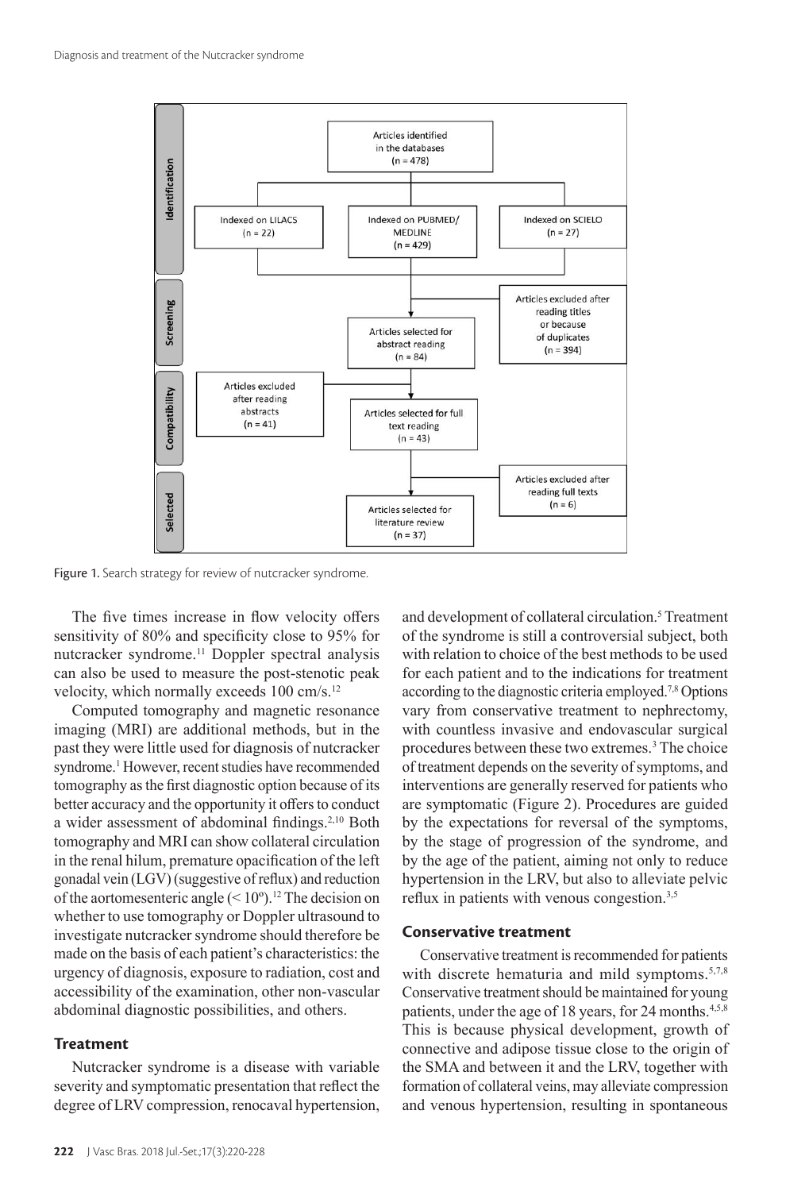Figure 1. Search strategy for review of nutcracker syndrome.

The five times increase in flow velocity offers sensitivity of 80% and specificity close to 95% for nutcracker syndrome.[11] Doppler spectral analysis can also be used to measure the post-stenotic peak velocity, which normally exceeds 100 cm/s.[12]

Computed tomography and magnetic resonance imaging (MRI) are additional methods, but in the past they were little used for diagnosis of nutcracker syndrome.[1] However, recent studies have recommended tomography as the first diagnostic option because of its better accuracy and the opportunity it offers to conduct a wider assessment of abdominal findings.[2,10] Both tomography and MRI can show collateral circulation in the renal hilum, premature opacification of the left gonadal vein (LGV) (suggestive of reflux) and reduction of the aortomesenteric angle (< 10º).[12] The decision on whether to use tomography or Doppler ultrasound to investigate nutcracker syndrome should therefore be made on the basis of each patient's characteristics: the urgency of diagnosis, exposure to radiation, cost and accessibility of the examination, other non-vascular abdominal diagnostic possibilities, and others.

## Treatment

Nutcracker syndrome is a disease with variable severity and symptomatic presentation that reflect the degree of LRV compression, renocaval hypertension, and development of collateral circulation.[5] Treatment of the syndrome is still a controversial subject, both with relation to choice of the best methods to be used for each patient and to the indications for treatment according to the diagnostic criteria employed.[7,8] Options vary from conservative treatment to nephrectomy, with countless invasive and endovascular surgical procedures between these two extremes.[3] The choice of treatment depends on the severity of symptoms, and interventions are generally reserved for patients who are symptomatic (Figure 2). Procedures are guided by the expectations for reversal of the symptoms, by the stage of progression of the syndrome, and by the age of the patient, aiming not only to reduce hypertension in the LRV, but also to alleviate pelvic reflux in patients with venous congestion.[3,5]

### Conservative treatment

Conservative treatment is recommended for patients with discrete hematuria and mild symptoms.[5,7,8] Conservative treatment should be maintained for young patients, under the age of 18 years, for 24 months.[4,5,8] This is because physical development, growth of connective and adipose tissue close to the origin of the SMA and between it and the LRV, together with formation of collateral veins, may alleviate compression and venous hypertension, resulting in spontaneous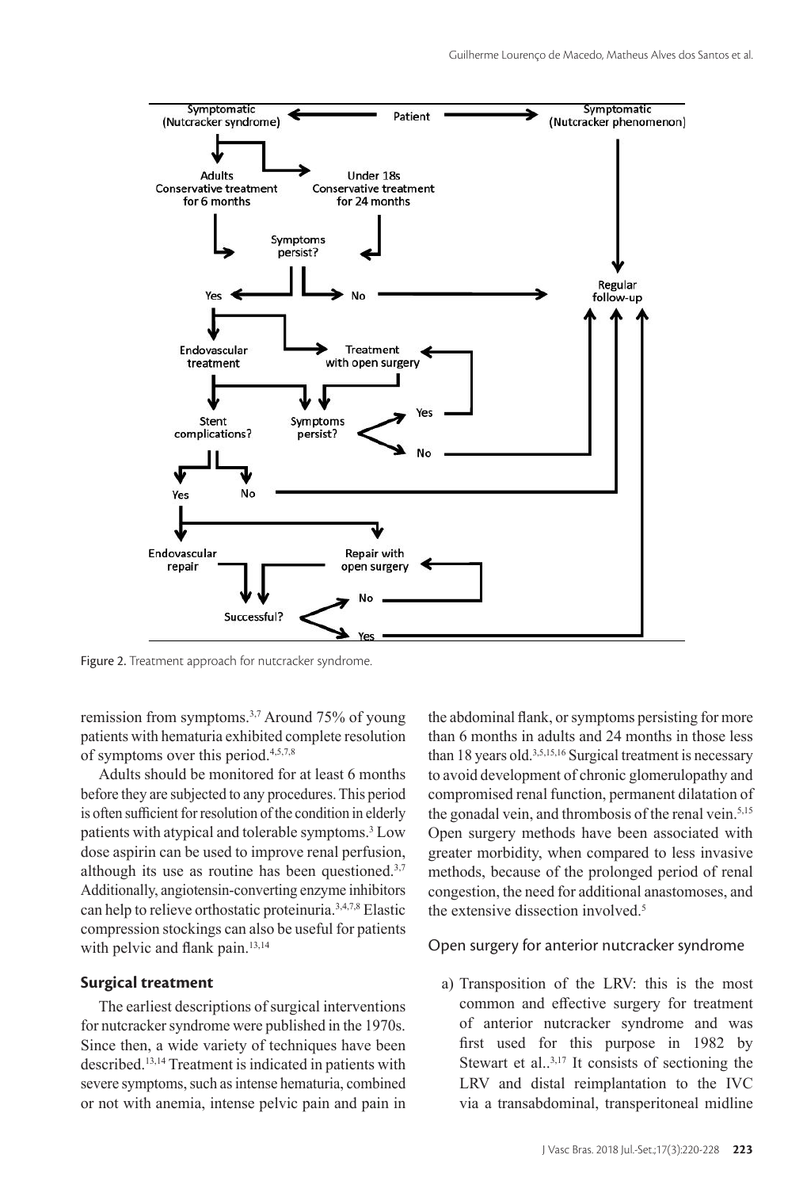Figure 2. Treatment approach for nutcracker syndrome.

remission from symptoms.[3,7] Around 75% of young patients with hematuria exhibited complete resolution of symptoms over this period.[4,5,7,8]

Adults should be monitored for at least 6 months before they are subjected to any procedures. This period is often sufficient for resolution of the condition in elderly patients with atypical and tolerable symptoms.[3] Low dose aspirin can be used to improve renal perfusion, although its use as routine has been questioned.[3,7] Additionally, angiotensin-converting enzyme inhibitors can help to relieve orthostatic proteinuria.[3,4,7,8] Elastic compression stockings can also be useful for patients with pelvic and flank pain.[13,14]

### Surgical treatment

The earliest descriptions of surgical interventions for nutcracker syndrome were published in the 1970s. Since then, a wide variety of techniques have been described.[13,14] Treatment is indicated in patients with severe symptoms, such as intense hematuria, combined or not with anemia, intense pelvic pain and pain in the abdominal flank, or symptoms persisting for more than 6 months in adults and 24 months in those less than 18 years old.[3,5,15,16] Surgical treatment is necessary to avoid development of chronic glomerulopathy and compromised renal function, permanent dilatation of the gonadal vein, and thrombosis of the renal vein.[5,15] Open surgery methods have been associated with greater morbidity, when compared to less invasive methods, because of the prolonged period of renal congestion, the need for additional anastomoses, and the extensive dissection involved.[5]

### Open surgery for anterior nutcracker syndrome

a) Transposition of the LRV: this is the most common and effective surgery for treatment of anterior nutcracker syndrome and was first used for this purpose in 1982 by Stewart et al..[3,17] It consists of sectioning the LRV and distal reimplantation to the IVC via a transabdominal, transperitoneal midline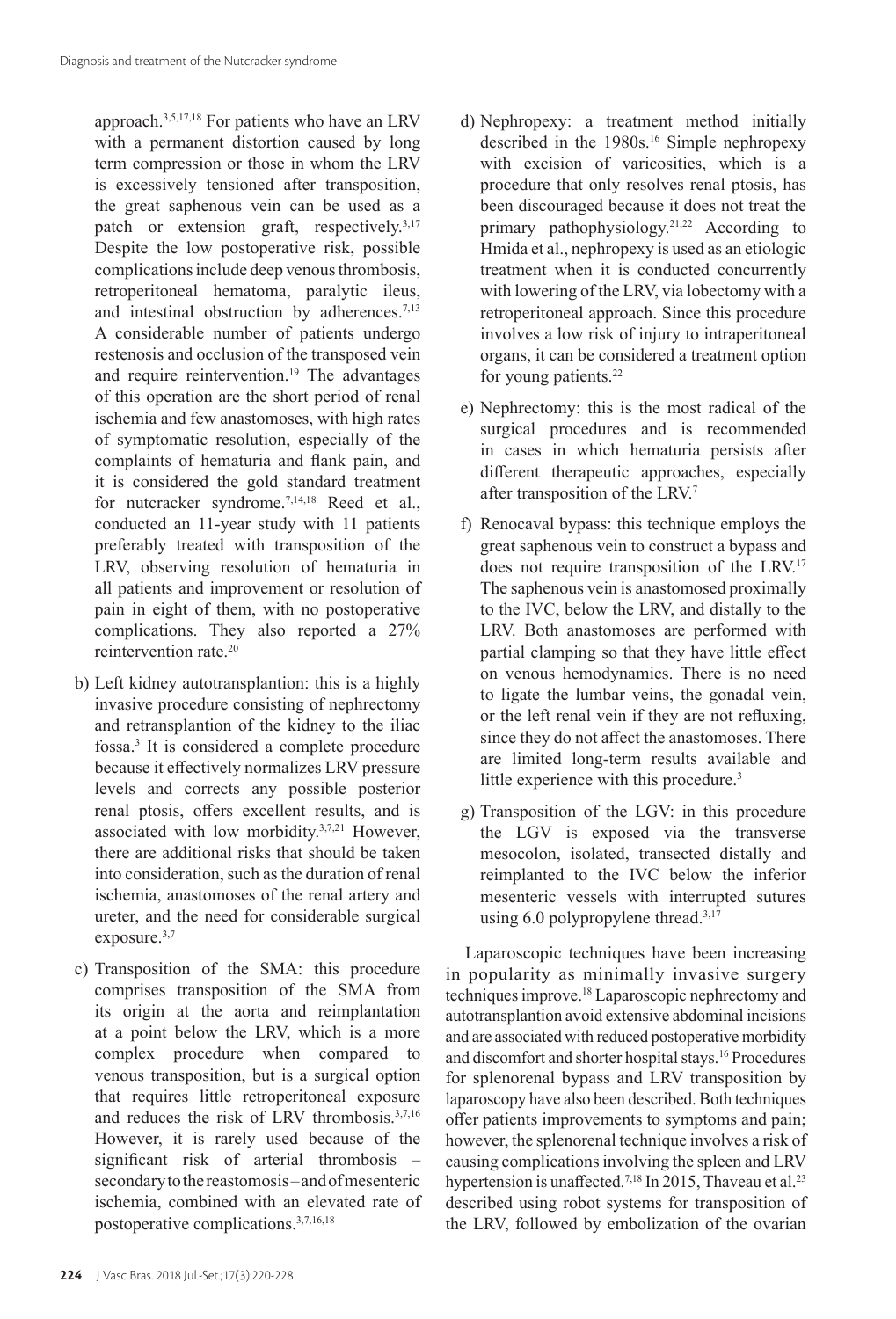approach.[3,5,17,18] For patients who have an LRV with a permanent distortion caused by long term compression or those in whom the LRV is excessively tensioned after transposition, the great saphenous vein can be used as a patch or extension graft, respectively.[3,17] Despite the low postoperative risk, possible complications include deep venous thrombosis, retroperitoneal hematoma, paralytic ileus, and intestinal obstruction by adherences.[7,13] A considerable number of patients undergo restenosis and occlusion of the transposed vein and require reintervention.[19] The advantages of this operation are the short period of renal ischemia and few anastomoses, with high rates of symptomatic resolution, especially of the complaints of hematuria and flank pain, and it is considered the gold standard treatment for nutcracker syndrome.[7,14,18] Reed et al., conducted an 11-year study with 11 patients preferably treated with transposition of the LRV, observing resolution of hematuria in all patients and improvement or resolution of pain in eight of them, with no postoperative complications. They also reported a 27% reintervention rate.[20]

b) Left kidney autotransplantion: this is a highly invasive procedure consisting of nephrectomy and retransplantion of the kidney to the iliac fossa.[3] It is considered a complete procedure because it effectively normalizes LRV pressure levels and corrects any possible posterior renal ptosis, offers excellent results, and is associated with low morbidity.[3,7,21] However, there are additional risks that should be taken into consideration, such as the duration of renal ischemia, anastomoses of the renal artery and ureter, and the need for considerable surgical exposure.[3,7]

c) Transposition of the SMA: this procedure comprises transposition of the SMA from its origin at the aorta and reimplantation at a point below the LRV, which is a more complex procedure when compared to venous transposition, but is a surgical option that requires little retroperitoneal exposure and reduces the risk of LRV thrombosis.[3,7,16] However, it is rarely used because of the significant risk of arterial thrombosis – secondary to the reastomosis – and of mesenteric ischemia, combined with an elevated rate of postoperative complications.[3,7,16,18]

d) Nephropexy: a treatment method initially described in the 1980s.[16] Simple nephropexy with excision of varicosities, which is a procedure that only resolves renal ptosis, has been discouraged because it does not treat the primary pathophysiology.[21,22] According to Hmida et al., nephropexy is used as an etiologic treatment when it is conducted concurrently with lowering of the LRV, via lobectomy with a retroperitoneal approach. Since this procedure involves a low risk of injury to intraperitoneal organs, it can be considered a treatment option for young patients.[22]

e) Nephrectomy: this is the most radical of the surgical procedures and is recommended in cases in which hematuria persists after different therapeutic approaches, especially after transposition of the LRV.[7]

f) Renocaval bypass: this technique employs the great saphenous vein to construct a bypass and does not require transposition of the LRV.[17] The saphenous vein is anastomosed proximally to the IVC, below the LRV, and distally to the LRV. Both anastomoses are performed with partial clamping so that they have little effect on venous hemodynamics. There is no need to ligate the lumbar veins, the gonadal vein, or the left renal vein if they are not refluxing, since they do not affect the anastomoses. There are limited long-term results available and little experience with this procedure.[3]

g) Transposition of the LGV: in this procedure the LGV is exposed via the transverse mesocolon, isolated, transected distally and reimplanted to the IVC below the inferior mesenteric vessels with interrupted sutures using 6.0 polypropylene thread.[3,17]

Laparoscopic techniques have been increasing in popularity as minimally invasive surgery techniques improve.[18] Laparoscopic nephrectomy and autotransplantation avoid extensive abdominal incisions and are associated with reduced postoperative morbidity and discomfort and shorter hospital stays.[16] Procedures for splenorenal bypass and LRV transposition by laparoscopy have also been described. Both techniques offer patients improvements to symptoms and pain; however, the splenorenal technique involves a risk of causing complications involving the spleen and LRV hypertension is unaffected.[7,18] In 2015, Thaveau et al.[23] described using robot systems for transposition of the LRV, followed by embolization of the ovarian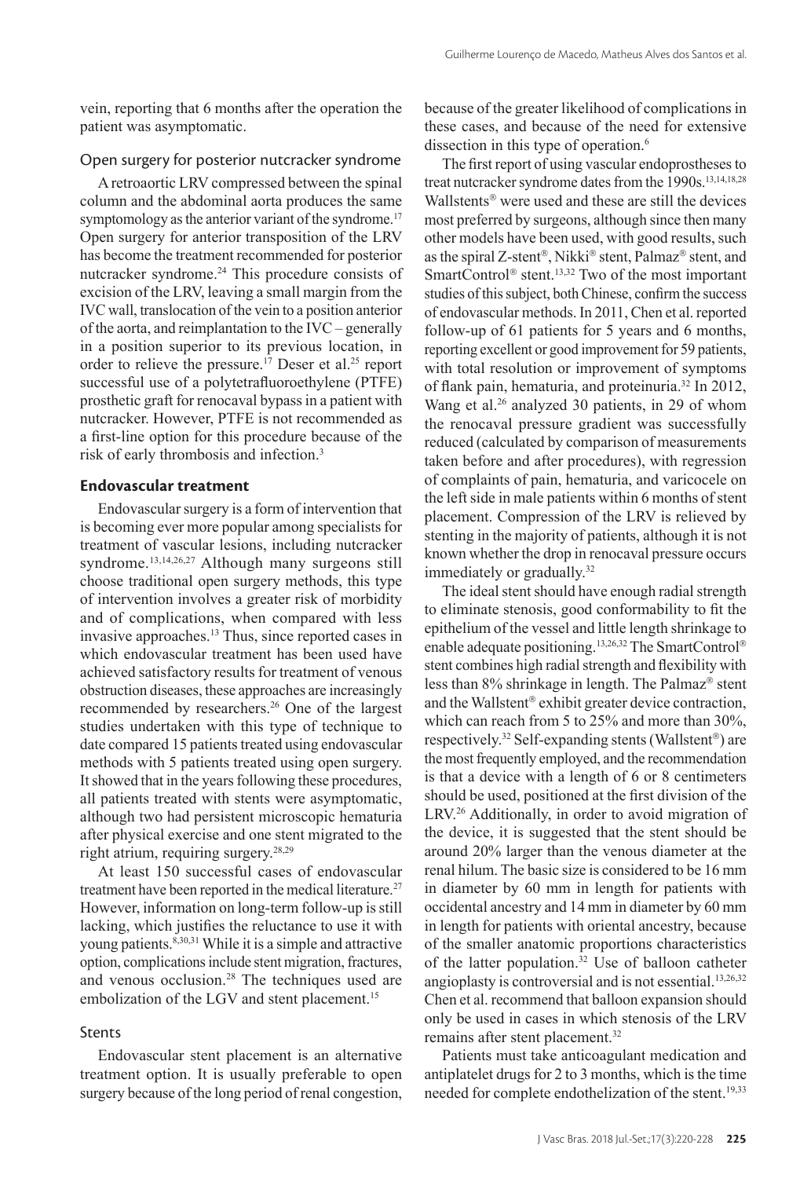vein, reporting that 6 months after the operation the patient was asymptomatic.

### Open surgery for posterior nutcracker syndrome

A retroaortic LRV compressed between the spinal column and the abdominal aorta produces the same symptomology as the anterior variant of the syndrome.[17] Open surgery for anterior transposition of the LRV has become the treatment recommended for posterior nutcracker syndrome.[24] This procedure consists of excision of the LRV, leaving a small margin from the IVC wall, translocation of the vein to a position anterior of the aorta, and reimplantation to the IVC – generally in a position superior to its previous location, in order to relieve the pressure.[17] Deser et al.[25] report successful use of a polytetrafluoroethylene (PTFE) prosthetic graft for renocaval bypass in a patient with nutcracker. However, PTFE is not recommended as a first-line option for this procedure because of the risk of early thrombosis and infection.[3]

## Endovascular treatment

Endovascular surgery is a form of intervention that is becoming ever more popular among specialists for treatment of vascular lesions, including nutcracker syndrome.[13,14,26,27] Although many surgeons still choose traditional open surgery methods, this type of intervention involves a greater risk of morbidity and of complications, when compared with less invasive approaches.[13] Thus, since reported cases in which endovascular treatment has been used have achieved satisfactory results for treatment of venous obstruction diseases, these approaches are increasingly recommended by researchers.[26] One of the largest studies undertaken with this type of technique to date compared 15 patients treated using endovascular methods with 5 patients treated using open surgery. It showed that in the years following these procedures, all patients treated with stents were asymptomatic, although two had persistent microscopic hematuria after physical exercise and one stent migrated to the right atrium, requiring surgery.[28,29]

At least 150 successful cases of endovascular treatment have been reported in the medical literature.[27] However, information on long-term follow-up is still lacking, which justifies the reluctance to use it with young patients.[8,30,31] While it is a simple and attractive option, complications include stent migration, fractures, and venous occlusion.[28] The techniques used are embolization of the LGV and stent placement.[15]

### Stents

Endovascular stent placement is an alternative treatment option. It is usually preferable to open surgery because of the long period of renal congestion, because of the greater likelihood of complications in these cases, and because of the need for extensive dissection in this type of operation.[6]

The first report of using vascular endoprostheses to treat nutcracker syndrome dates from the 1990s.[13,14,18,28] Wallstents® were used and these are still the devices most preferred by surgeons, although since then many other models have been used, with good results, such as the spiral Z-stent®, Nikki® stent, Palmaz® stent, and SmartControl® stent.[13,32] Two of the most important studies of this subject, both Chinese, confirm the success of endovascular methods. In 2011, Chen et al. reported follow-up of 61 patients for 5 years and 6 months, reporting excellent or good improvement for 59 patients, with total resolution or improvement of symptoms of flank pain, hematuria, and proteinuria.[32] In 2012, Wang et al.[26] analyzed 30 patients, in 29 of whom the renocaval pressure gradient was successfully reduced (calculated by comparison of measurements taken before and after procedures), with regression of complaints of pain, hematuria, and varicocele on the left side in male patients within 6 months of stent placement. Compression of the LRV is relieved by stenting in the majority of patients, although it is not known whether the drop in renocaval pressure occurs immediately or gradually.[32]

The ideal stent should have enough radial strength to eliminate stenosis, good conformability to fit the epithelium of the vessel and little length shrinkage to enable adequate positioning.[13,26,32] The SmartControl® stent combines high radial strength and flexibility with less than 8% shrinkage in length. The Palmaz® stent and the Wallstent® exhibit greater device contraction, which can reach from 5 to 25% and more than 30%, respectively.[32] Self-expanding stents (Wallstent®) are the most frequently employed, and the recommendation is that a device with a length of 6 or 8 centimeters should be used, positioned at the first division of the LRV.[26] Additionally, in order to avoid migration of the device, it is suggested that the stent should be around 20% larger than the venous diameter at the renal hilum. The basic size is considered to be 16 mm in diameter by 60 mm in length for patients with occidental ancestry and 14 mm in diameter by 60 mm in length for patients with oriental ancestry, because of the smaller anatomic proportions characteristics of the latter population.[32] Use of balloon catheter angioplasty is controversial and is not essential.[13,26,32] Chen et al. recommend that balloon expansion should only be used in cases in which stenosis of the LRV remains after stent placement.[32]

Patients must take anticoagulant medication and antiplatelet drugs for 2 to 3 months, which is the time needed for complete endothelization of the stent.[19,33]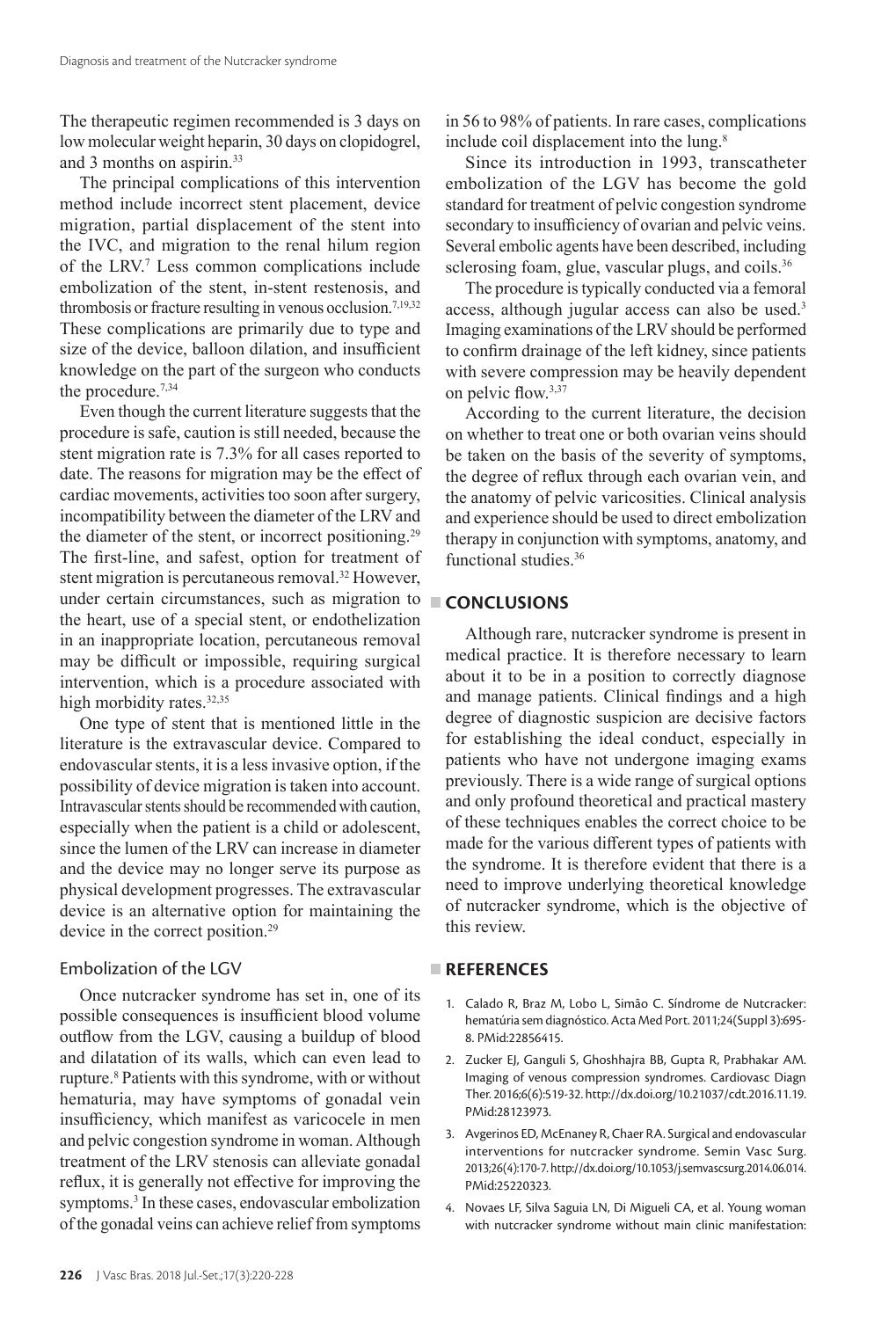The therapeutic regimen recommended is 3 days on low molecular weight heparin, 30 days on clopidogrel, and 3 months on aspirin.[33]

The principal complications of this intervention method include incorrect stent placement, device migration, partial displacement of the stent into the IVC, and migration to the renal hilum region of the LRV.[7] Less common complications include embolization of the stent, in-stent restenosis, and thrombosis or fracture resulting in venous occlusion.[7,19,32] These complications are primarily due to type and size of the device, balloon dilation, and insufficient knowledge on the part of the surgeon who conducts the procedure.[7,34]

Even though the current literature suggests that the procedure is safe, caution is still needed, because the stent migration rate is 7.3% for all cases reported to date. The reasons for migration may be the effect of cardiac movements, activities too soon after surgery, incompatibility between the diameter of the LRV and the diameter of the stent, or incorrect positioning.[29] The first-line, and safest, option for treatment of stent migration is percutaneous removal.[32] However, under certain circumstances, such as migration to the heart, use of a special stent, or endothelization in an inappropriate location, percutaneous removal may be difficult or impossible, requiring surgical intervention, which is a procedure associated with high morbidity rates.[32,35]

One type of stent that is mentioned little in the literature is the extravascular device. Compared to endovascular stents, it is a less invasive option, if the possibility of device migration is taken into account. Intravascular stents should be recommended with caution, especially when the patient is a child or adolescent, since the lumen of the LRV can increase in diameter and the device may no longer serve its purpose as physical development progresses. The extravascular device is an alternative option for maintaining the device in the correct position.[29]

### Embolization of the LGV

Once nutcracker syndrome has set in, one of its possible consequences is insufficient blood volume outflow from the LGV, causing a buildup of blood and dilatation of its walls, which can even lead to rupture.[8] Patients with this syndrome, with or without hematuria, may have symptoms of gonadal vein insufficiency, which manifest as varicocele in men and pelvic congestion syndrome in woman. Although treatment of the LRV stenosis can alleviate gonadal reflux, it is generally not effective for improving the symptoms.[3] In these cases, endovascular embolization of the gonadal veins can achieve relief from symptoms in 56 to 98% of patients. In rare cases, complications include coil displacement into the lung.[8]

Since its introduction in 1993, transcatheter embolization of the LGV has become the gold standard for treatment of pelvic congestion syndrome secondary to insufficiency of ovarian and pelvic veins. Several embolic agents have been described, including sclerosing foam, glue, vascular plugs, and coils.[36]

The procedure is typically conducted via a femoral access, although jugular access can also be used.[3] Imaging examinations of the LRV should be performed to confirm drainage of the left kidney, since patients with severe compression may be heavily dependent on pelvic flow.[3,37]

According to the current literature, the decision on whether to treat one or both ovarian veins should be taken on the basis of the severity of symptoms, the degree of reflux through each ovarian vein, and the anatomy of pelvic varicosities. Clinical analysis and experience should be used to direct embolization therapy in conjunction with symptoms, anatomy, and functional studies.[36]

## CONCLUSIONS

Although rare, nutcracker syndrome is present in medical practice. It is therefore necessary to learn about it to be in a position to correctly diagnose and manage patients. Clinical findings and a high degree of diagnostic suspicion are decisive factors for establishing the ideal conduct, especially in patients who have not undergone imaging exams previously. There is a wide range of surgical options and only profound theoretical and practical mastery of these techniques enables the correct choice to be made for the various different types of patients with the syndrome. It is therefore evident that there is a need to improve underlying theoretical knowledge of nutcracker syndrome, which is the objective of this review.

## REFERENCES

1. Calado R, Braz M, Lobo L, Simão C. Síndrome de Nutcracker: hematúria sem diagnóstico. Acta Med Port. 2011;24(Suppl 3):695-8. PMid:22856415.
2. Zucker EJ, Ganguli S, Ghoshhajra BB, Gupta R, Prabhakar AM. Imaging of venous compression syndromes. Cardiovasc Diagn Ther. 2016;6(6):519-32. http://dx.doi.org/10.21037/cdt.2016.11.19. PMid:28123973.
3. Avgerinos ED, McEnaney R, Chaer RA. Surgical and endovascular interventions for nutcracker syndrome. Semin Vasc Surg. 2013;26(4):170-7. http://dx.doi.org/10.1053/j.semvascsurg.2014.06.014. PMid:25220323.
4. Novaes LF, Silva Saguia LN, Di Migueli CA, et al. Young woman with nutcracker syndrome without main clinic manifestation: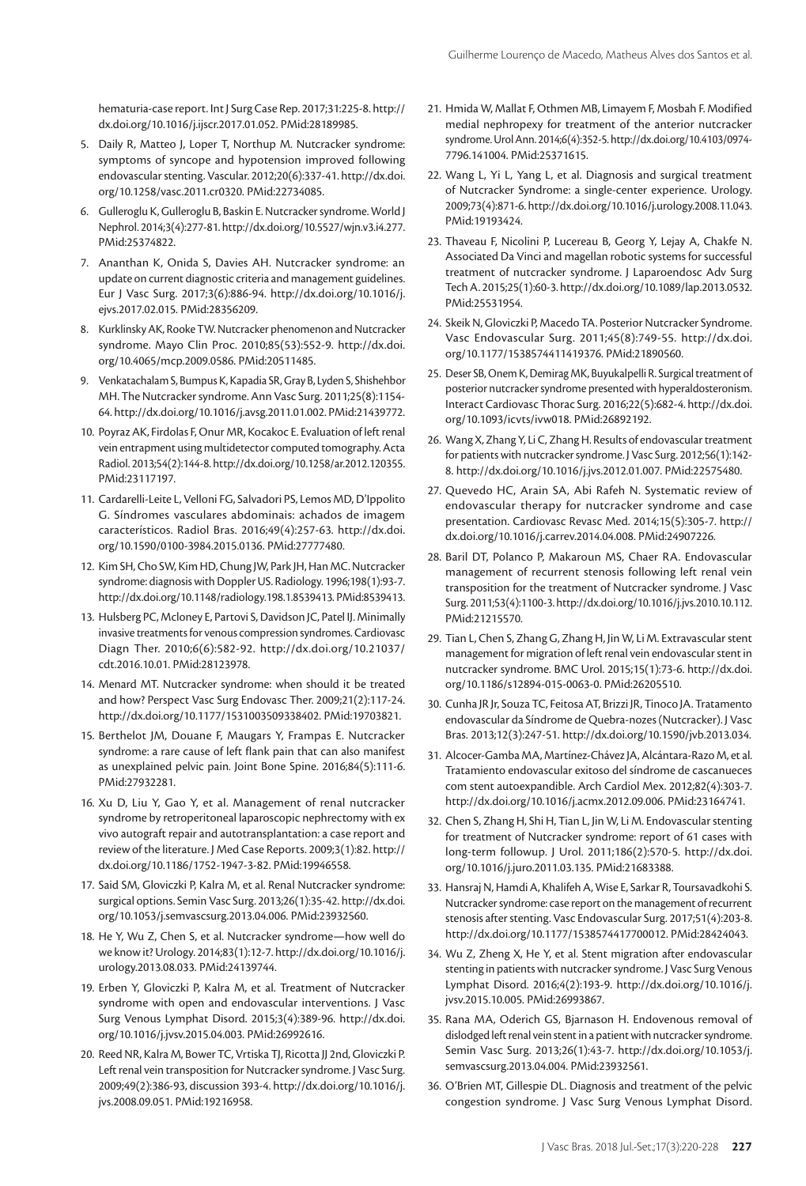hematuria-case report. Int J Surg Case Rep. 2017;31:225-8. http://dx.doi.org/10.1016/j.ijscr.2017.01.052. PMid:28189985.

5. Daily R, Matteo J, Loper T, Northup M. Nutcracker syndrome: symptoms of syncope and hypotension improved following endovascular stenting. Vascular. 2012;20(6):337-41. http://dx.doi.org/10.1258/vasc.2011.cr0320. PMid:22734085.

6. Gulleroglu K, Gulleroglu B, Baskin E. Nutcracker syndrome. World J Nephrol. 2014;3(4):277-81. http://dx.doi.org/10.5527/wjn.v3.i4.277. PMid:25374822.

7. Ananthan K, Onida S, Davies AH. Nutcracker syndrome: an update on current diagnostic criteria and management guidelines. Eur J Vasc Surg. 2017;3(6):886-94. http://dx.doi.org/10.1016/j.ejvs.2017.02.015. PMid:28356209.

8. Kurklinsky AK, Rooke TW. Nutcracker phenomenon and Nutcracker syndrome. Mayo Clin Proc. 2010;85(53):552-9. http://dx.doi.org/10.4065/mcp.2009.0586. PMid:20511485.

9. Venkatachalam S, Bumpus K, Kapadia SR, Gray B, Lyden S, Shishehbor MH. The Nutcracker syndrome. Ann Vasc Surg. 2011;25(8):1154-64. http://dx.doi.org/10.1016/j.avsg.2011.01.002. PMid:21439772.

10. Poyraz AK, Firdolas F, Onur MR, Kocakoc E. Evaluation of left renal vein entrapment using multidetector computed tomography. Acta Radiol. 2013;54(2):144-8. http://dx.doi.org/10.1258/ar.2012.120355. PMid:23117197.

11. Cardarelli-Leite L, Velloni FG, Salvadori PS, Lemos MD, D'Ippolito G. Síndromes vasculares abdominais: achados de imagem característicos. Radiol Bras. 2016;49(4):257-63. http://dx.doi.org/10.1590/0100-3984.2015.0136. PMid:27777480.

12. Kim SH, Cho SW, Kim HD, Chung JW, Park JH, Han MC. Nutcracker syndrome: diagnosis with Doppler US. Radiology. 1996;198(1):93-7. http://dx.doi.org/10.1148/radiology.198.1.8539413. PMid:8539413.

13. Hulsberg PC, Mcloney E, Partovi S, Davidson JC, Patel IJ. Minimally invasive treatments for venous compression syndromes. Cardiovasc Diagn Ther. 2010;6(6):582-92. http://dx.doi.org/10.21037/cdt.2016.10.01. PMid:28123978.

14. Menard MT. Nutcracker syndrome: when should it be treated and how? Perspect Vasc Surg Endovasc Ther. 2009;21(2):117-24. http://dx.doi.org/10.1177/1531003509338402. PMid:19703821.

15. Berthelot JM, Douane F, Maugars Y, Frampas E. Nutcracker syndrome: a rare cause of left flank pain that can also manifest as unexplained pelvic pain. Joint Bone Spine. 2016;84(5):111-6. PMid:27932281.

16. Xu D, Liu Y, Gao Y, et al. Management of renal nutcracker syndrome by retroperitoneal laparoscopic nephrectomy with ex vivo autograft repair and autotransplantation: a case report and review of the literature. J Med Case Reports. 2009;3(1):82. http://dx.doi.org/10.1186/1752-1947-3-82. PMid:19946558.

17. Said SM, Gloviczki P, Kalra M, et al. Renal Nutcracker syndrome: surgical options. Semin Vasc Surg. 2013;26(1):35-42. http://dx.doi.org/10.1053/j.semvascsurg.2013.04.006. PMid:23932560.

18. He Y, Wu Z, Chen S, et al. Nutcracker syndrome—how well do we know it? Urology. 2014;83(1):12-7. http://dx.doi.org/10.1016/j.urology.2013.08.033. PMid:24139744.

19. Erben Y, Gloviczki P, Kalra M, et al. Treatment of Nutcracker syndrome with open and endovascular interventions. J Vasc Surg Venous Lymphat Disord. 2015;3(4):389-96. http://dx.doi.org/10.1016/j.jvsv.2015.04.003. PMid:26992616.

20. Reed NR, Kalra M, Bower TC, Vrtiska TJ, Ricotta JJ 2nd, Gloviczki P. Left renal vein transposition for Nutcracker syndrome. J Vasc Surg. 2009;49(2):386-93, discussion 393-4. http://dx.doi.org/10.1016/j.jvs.2008.09.051. PMid:19216958.

21. Hmida W, Mallat F, Othmen MB, Limayem F, Mosbah F. Modified medial nephropexy for treatment of the anterior nutcracker syndrome. Urol Ann. 2014;6(4):352-5. http://dx.doi.org/10.4103/0974-7796.141004. PMid:25371615.

22. Wang L, Yi L, Yang L, et al. Diagnosis and surgical treatment of Nutcracker Syndrome: a single-center experience. Urology. 2009;73(4):871-6. http://dx.doi.org/10.1016/j.urology.2008.11.043. PMid:19193424.

23. Thaveau F, Nicolini P, Lucereau B, Georg Y, Lejay A, Chakfe N. Associated Da Vinci and magellan robotic systems for successful treatment of nutcracker syndrome. J Laparoendosc Adv Surg Tech A. 2015;25(1):60-3. http://dx.doi.org/10.1089/lap.2013.0532. PMid:25531954.

24. Skeik N, Gloviczki P, Macedo TA. Posterior Nutcracker Syndrome. Vasc Endovascular Surg. 2011;45(8):749-55. http://dx.doi.org/10.1177/1538574411419376. PMid:21890560.

25. Deser SB, Onem K, Demirag MK, Buyukalpelli R. Surgical treatment of posterior nutcracker syndrome presented with hyperaldosteronism. Interact Cardiovasc Thorac Surg. 2016;22(5):682-4. http://dx.doi.org/10.1093/icvts/ivw018. PMid:26892192.

26. Wang X, Zhang Y, Li C, Zhang H. Results of endovascular treatment for patients with nutcracker syndrome. J Vasc Surg. 2012;56(1):142-8. http://dx.doi.org/10.1016/j.jvs.2012.01.007. PMid:22575480.

27. Quevedo HC, Arain SA, Abi Rafeh N. Systematic review of endovascular therapy for nutcracker syndrome and case presentation. Cardiovasc Revasc Med. 2014;15(5):305-7. http://dx.doi.org/10.1016/j.carrev.2014.04.008. PMid:24907226.

28. Baril DT, Polanco P, Makaroun MS, Chaer RA. Endovascular management of recurrent stenosis following left renal vein transposition for the treatment of Nutcracker syndrome. J Vasc Surg. 2011;53(4):1100-3. http://dx.doi.org/10.1016/j.jvs.2010.10.112. PMid:21215570.

29. Tian L, Chen S, Zhang G, Zhang H, Jin W, Li M. Extravascular stent management for migration of left renal vein endovascular stent in nutcracker syndrome. BMC Urol. 2015;15(1):73-6. http://dx.doi.org/10.1186/s12894-015-0063-0. PMid:26205510.

30. Cunha JR Jr, Souza TC, Feitosa AT, Brizzi JR, Tinoco JA. Tratamento endovascular da Síndrome de Quebra-nozes (Nutcracker). J Vasc Bras. 2013;12(3):247-51. http://dx.doi.org/10.1590/jvb.2013.034.

31. Alcocer-Gamba MA, Martínez-Chávez JA, Alcántara-Razo M, et al. Tratamiento endovascular exitoso del síndrome de cascanueces com stent autoexpandible. Arch Cardiol Mex. 2012;82(4):303-7. http://dx.doi.org/10.1016/j.acmx.2012.09.006. PMid:23164741.

32. Chen S, Zhang H, Shi H, Tian L, Jin W, Li M. Endovascular stenting for treatment of Nutcracker syndrome: report of 61 cases with long-term followup. J Urol. 2011;186(2):570-5. http://dx.doi.org/10.1016/j.juro.2011.03.135. PMid:21683388.

33. Hansraj N, Hamdi A, Khalifeh A, Wise E, Sarkar R, Toursavadkohi S. Nutcracker syndrome: case report on the management of recurrent stenosis after stenting. Vasc Endovascular Surg. 2017;51(4):203-8. http://dx.doi.org/10.1177/1538574417700012. PMid:28424043.

34. Wu Z, Zheng X, He Y, et al. Stent migration after endovascular stenting in patients with nutcracker syndrome. J Vasc Surg Venous Lymphat Disord. 2016;4(2):193-9. http://dx.doi.org/10.1016/j.jvsv.2015.10.005. PMid:26993867.

35. Rana MA, Oderich GS, Bjarnason H. Endovenous removal of dislodged left renal vein stent in a patient with nutcracker syndrome. Semin Vasc Surg. 2013;26(1):43-7. http://dx.doi.org/10.1053/j.semvascsurg.2013.04.004. PMid:23932561.

36. O'Brien MT, Gillespie DL. Diagnosis and treatment of the pelvic congestion syndrome. J Vasc Surg Venous Lymphat Disord.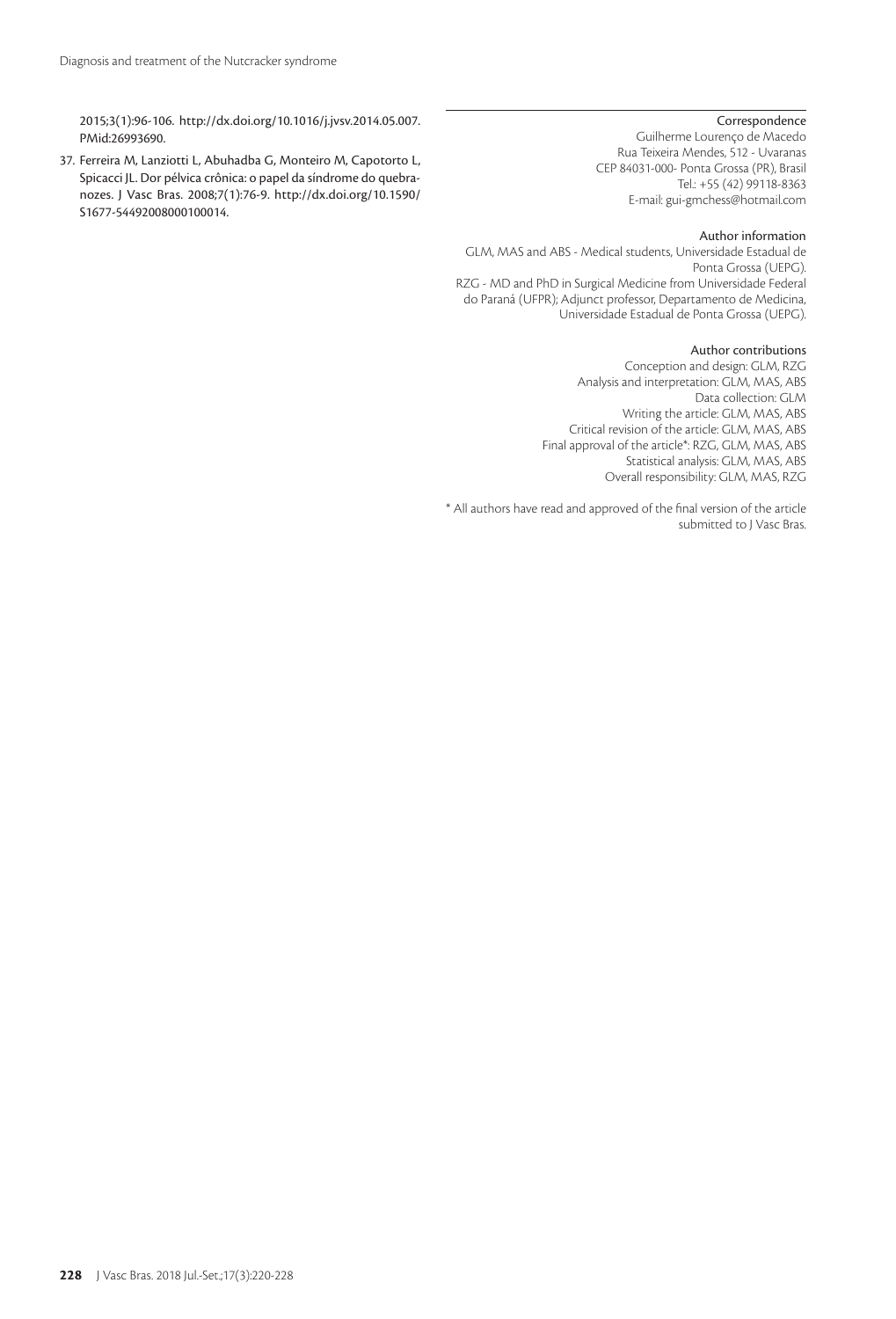2015;3(1):96-106. http://dx.doi.org/10.1016/j.jvsv.2014.05.007. PMid:26993690.

37. Ferreira M, Lanziotti L, Abuhadba G, Monteiro M, Capotorto L, Spicacci JL. Dor pélvica crônica: o papel da síndrome do quebra-nozes. J Vasc Bras. 2008;7(1):76-9. http://dx.doi.org/10.1590/S1677-54492008000100014.

**Correspondence**

Guilherme Lourenço de Macedo
Rua Teixeira Mendes, 512 - Uvaranas
CEP 84031-000- Ponta Grossa (PR), Brasil
Tel.: +55 (42) 99118-8363
E-mail: gui-gmchess@hotmail.com

**Author information**

GLM, MAS and ABS - Medical students, Universidade Estadual de Ponta Grossa (UEPG).
RZG - MD and PhD in Surgical Medicine from Universidade Federal do Paraná (UFPR); Adjunct professor, Departamento de Medicina, Universidade Estadual de Ponta Grossa (UEPG).

**Author contributions**

Conception and design: GLM, RZG
Analysis and interpretation: GLM, MAS, ABS
Data collection: GLM
Writing the article: GLM, MAS, ABS
Critical revision of the article: GLM, MAS, ABS
Final approval of the article*: RZG, GLM, MAS, ABS
Statistical analysis: GLM, MAS, ABS
Overall responsibility: GLM, MAS, RZG

* All authors have read and approved of the final version of the article submitted to J Vasc Bras.